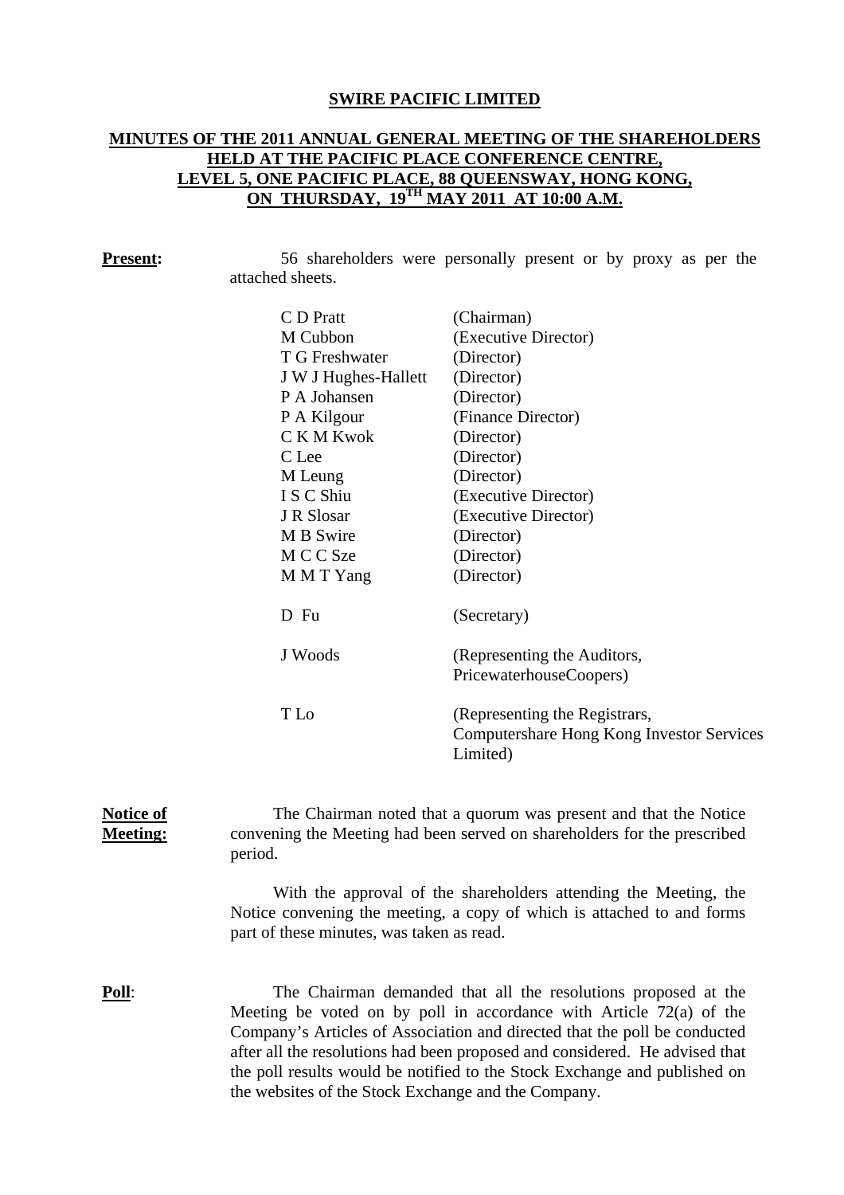# SWIRE PACIFIC LIMITED

## MINUTES OF THE 2011 ANNUAL GENERAL MEETING OF THE SHAREHOLDERS HELD AT THE PACIFIC PLACE CONFERENCE CENTRE, LEVEL 5, ONE PACIFIC PLACE, 88 QUEENSWAY, HONG KONG, ON THURSDAY, 19TH MAY 2011 AT 10:00 A.M.

**Present:** 56 shareholders were personally present or by proxy as per the attached sheets.

| | |
|---|---|
| C D Pratt | (Chairman) |
| M Cubbon | (Executive Director) |
| T G Freshwater | (Director) |
| J W J Hughes-Hallett | (Director) |
| P A Johansen | (Director) |
| P A Kilgour | (Finance Director) |
| C K M Kwok | (Director) |
| C Lee | (Director) |
| M Leung | (Director) |
| I S C Shiu | (Executive Director) |
| J R Slosar | (Executive Director) |
| M B Swire | (Director) |
| M C C Sze | (Director) |
| M M T Yang | (Director) |
| D Fu | (Secretary) |
| J Woods | (Representing the Auditors, PricewaterhouseCoopers) |
| T Lo | (Representing the Registrars, Computershare Hong Kong Investor Services Limited) |

**Notice of Meeting:** The Chairman noted that a quorum was present and that the Notice convening the Meeting had been served on shareholders for the prescribed period.

With the approval of the shareholders attending the Meeting, the Notice convening the meeting, a copy of which is attached to and forms part of these minutes, was taken as read.

**Poll:** The Chairman demanded that all the resolutions proposed at the Meeting be voted on by poll in accordance with Article 72(a) of the Company's Articles of Association and directed that the poll be conducted after all the resolutions had been proposed and considered. He advised that the poll results would be notified to the Stock Exchange and published on the websites of the Stock Exchange and the Company.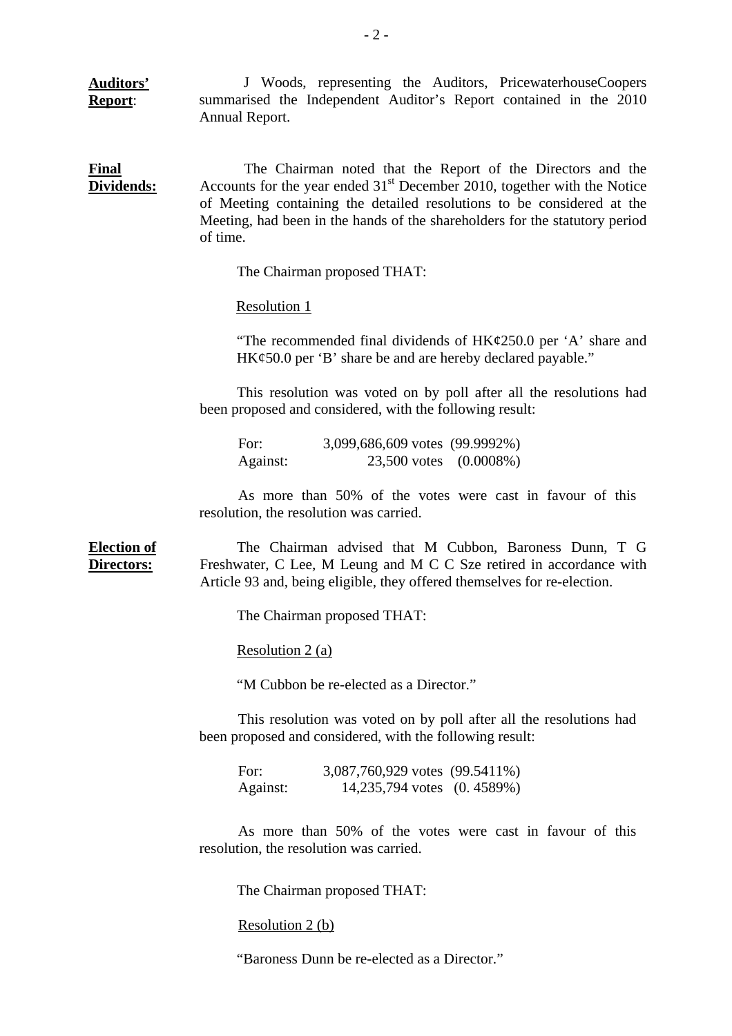**Auditors' Report**: J Woods, representing the Auditors, PricewaterhouseCoopers summarised the Independent Auditor's Report contained in the 2010 Annual Report.

**Final Dividends:** The Chairman noted that the Report of the Directors and the Accounts for the year ended 31st December 2010, together with the Notice of Meeting containing the detailed resolutions to be considered at the Meeting, had been in the hands of the shareholders for the statutory period of time.

The Chairman proposed THAT:

Resolution 1

"The recommended final dividends of HK¢250.0 per 'A' share and HK¢50.0 per 'B' share be and are hereby declared payable."

This resolution was voted on by poll after all the resolutions had been proposed and considered, with the following result:

| | | |
|---|---|---|
| For: | 3,099,686,609 votes | (99.9992%) |
| Against: | 23,500 votes | (0.0008%) |

As more than 50% of the votes were cast in favour of this resolution, the resolution was carried.

**Election of Directors:** The Chairman advised that M Cubbon, Baroness Dunn, T G Freshwater, C Lee, M Leung and M C C Sze retired in accordance with Article 93 and, being eligible, they offered themselves for re-election.

The Chairman proposed THAT:

Resolution 2 (a)

"M Cubbon be re-elected as a Director."

This resolution was voted on by poll after all the resolutions had been proposed and considered, with the following result:

| | | |
|---|---|---|
| For: | 3,087,760,929 votes | (99.5411%) |
| Against: | 14,235,794 votes | (0. 4589%) |

As more than 50% of the votes were cast in favour of this resolution, the resolution was carried.

The Chairman proposed THAT:

Resolution 2 (b)

"Baroness Dunn be re-elected as a Director."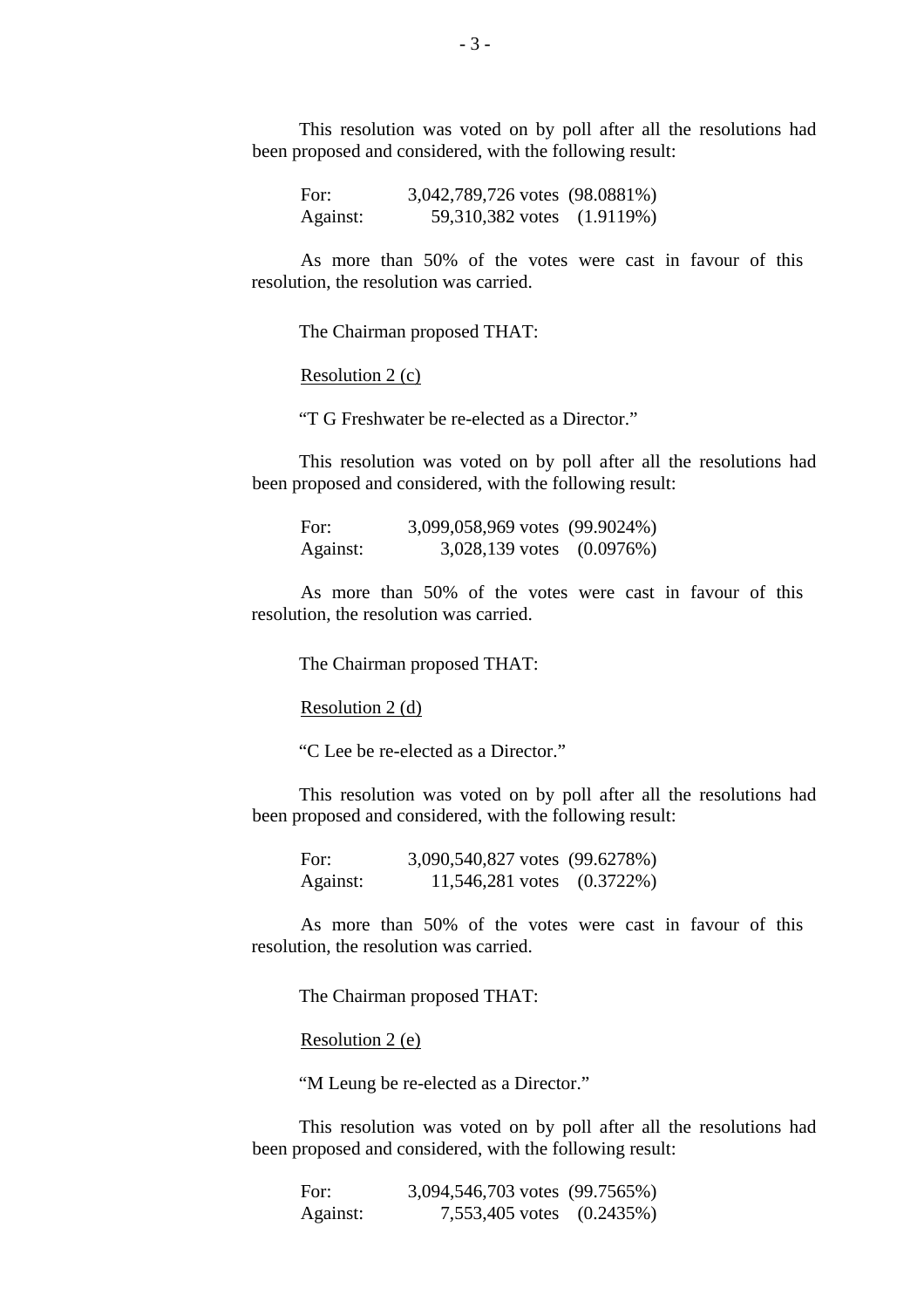This resolution was voted on by poll after all the resolutions had been proposed and considered, with the following result:

| | | |
|---|---|---|
| For: | 3,042,789,726 votes | (98.0881%) |
| Against: | 59,310,382 votes | (1.9119%) |

As more than 50% of the votes were cast in favour of this resolution, the resolution was carried.

The Chairman proposed THAT:

Resolution 2 (c)

"T G Freshwater be re-elected as a Director."

This resolution was voted on by poll after all the resolutions had been proposed and considered, with the following result:

| | | |
|---|---|---|
| For: | 3,099,058,969 votes | (99.9024%) |
| Against: | 3,028,139 votes | (0.0976%) |

As more than 50% of the votes were cast in favour of this resolution, the resolution was carried.

The Chairman proposed THAT:

Resolution 2 (d)

"C Lee be re-elected as a Director."

This resolution was voted on by poll after all the resolutions had been proposed and considered, with the following result:

| | | |
|---|---|---|
| For: | 3,090,540,827 votes | (99.6278%) |
| Against: | 11,546,281 votes | (0.3722%) |

As more than 50% of the votes were cast in favour of this resolution, the resolution was carried.

The Chairman proposed THAT:

Resolution 2 (e)

"M Leung be re-elected as a Director."

This resolution was voted on by poll after all the resolutions had been proposed and considered, with the following result:

| | | |
|---|---|---|
| For: | 3,094,546,703 votes | (99.7565%) |
| Against: | 7,553,405 votes | (0.2435%) |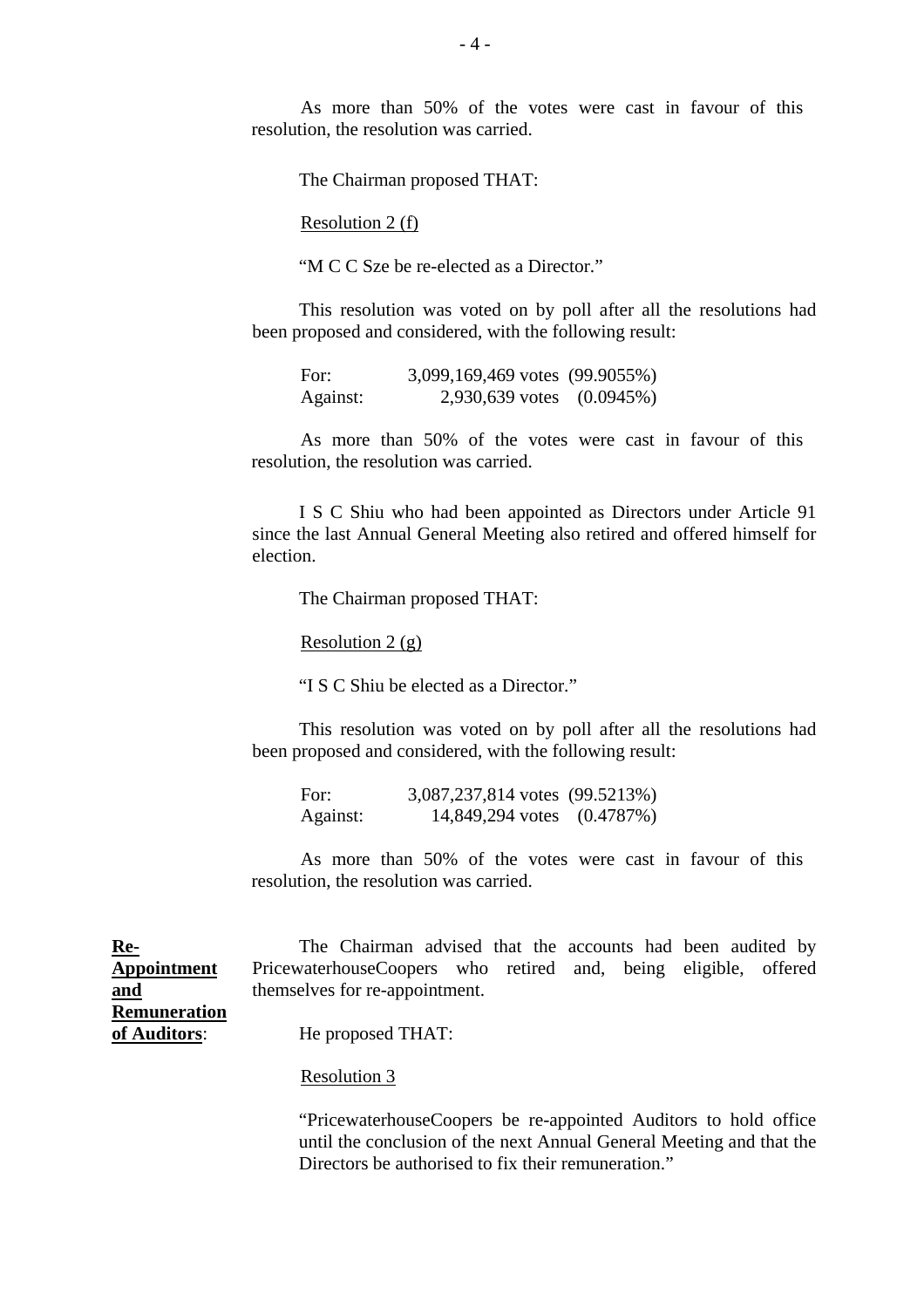As more than 50% of the votes were cast in favour of this resolution, the resolution was carried.

The Chairman proposed THAT:

Resolution 2 (f)

"M C C Sze be re-elected as a Director."

This resolution was voted on by poll after all the resolutions had been proposed and considered, with the following result:

| | | |
|---|---|---|
| For: | 3,099,169,469 votes | (99.9055%) |
| Against: | 2,930,639 votes | (0.0945%) |

As more than 50% of the votes were cast in favour of this resolution, the resolution was carried.

I S C Shiu who had been appointed as Directors under Article 91 since the last Annual General Meeting also retired and offered himself for election.

The Chairman proposed THAT:

Resolution 2 (g)

"I S C Shiu be elected as a Director."

This resolution was voted on by poll after all the resolutions had been proposed and considered, with the following result:

| | | |
|---|---|---|
| For: | 3,087,237,814 votes | (99.5213%) |
| Against: | 14,849,294 votes | (0.4787%) |

As more than 50% of the votes were cast in favour of this resolution, the resolution was carried.

**Re-Appointment and Remuneration of Auditors**:

The Chairman advised that the accounts had been audited by PricewaterhouseCoopers who retired and, being eligible, offered themselves for re-appointment.

He proposed THAT:

Resolution 3

"PricewaterhouseCoopers be re-appointed Auditors to hold office until the conclusion of the next Annual General Meeting and that the Directors be authorised to fix their remuneration."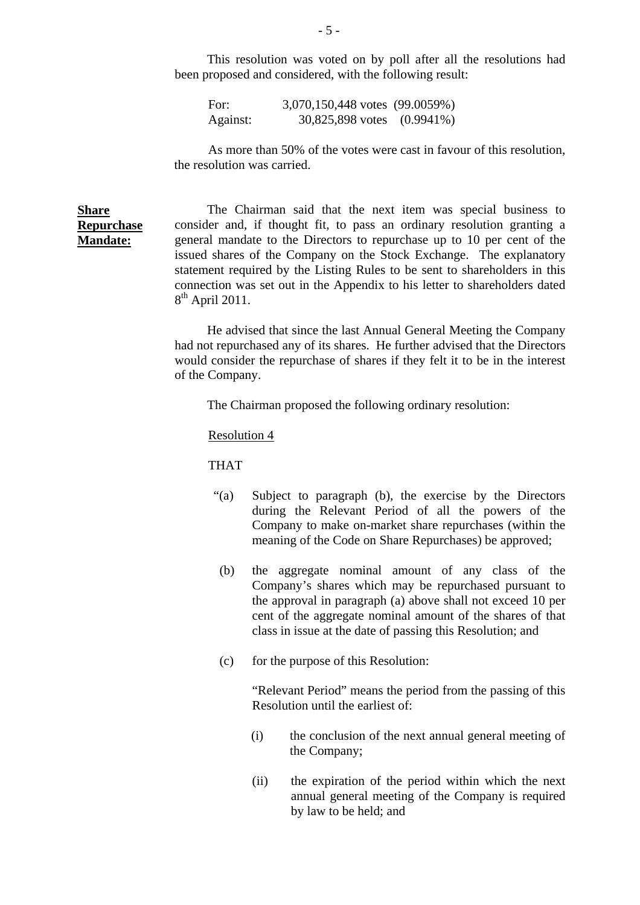This resolution was voted on by poll after all the resolutions had been proposed and considered, with the following result:

| | |
|---|---|
| For: | 3,070,150,448 votes (99.0059%) |
| Against: | 30,825,898 votes (0.9941%) |

As more than 50% of the votes were cast in favour of this resolution, the resolution was carried.

**Share Repurchase Mandate:**

The Chairman said that the next item was special business to consider and, if thought fit, to pass an ordinary resolution granting a general mandate to the Directors to repurchase up to 10 per cent of the issued shares of the Company on the Stock Exchange. The explanatory statement required by the Listing Rules to be sent to shareholders in this connection was set out in the Appendix to his letter to shareholders dated 8th April 2011.

He advised that since the last Annual General Meeting the Company had not repurchased any of its shares. He further advised that the Directors would consider the repurchase of shares if they felt it to be in the interest of the Company.

The Chairman proposed the following ordinary resolution:

Resolution 4

THAT

"(a) Subject to paragraph (b), the exercise by the Directors during the Relevant Period of all the powers of the Company to make on-market share repurchases (within the meaning of the Code on Share Repurchases) be approved;

(b) the aggregate nominal amount of any class of the Company's shares which may be repurchased pursuant to the approval in paragraph (a) above shall not exceed 10 per cent of the aggregate nominal amount of the shares of that class in issue at the date of passing this Resolution; and

(c) for the purpose of this Resolution:

"Relevant Period" means the period from the passing of this Resolution until the earliest of:

(i) the conclusion of the next annual general meeting of the Company;

(ii) the expiration of the period within which the next annual general meeting of the Company is required by law to be held; and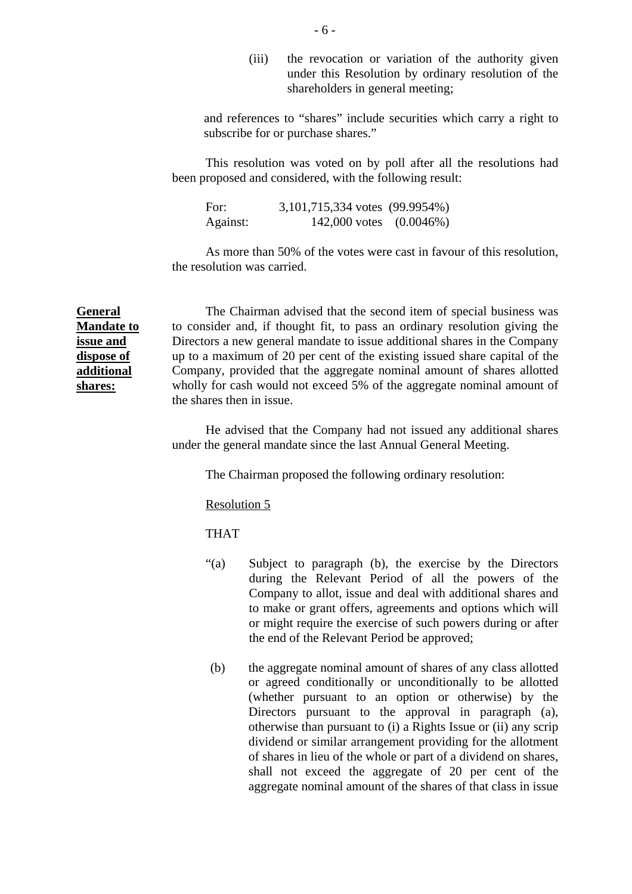(iii) the revocation or variation of the authority given under this Resolution by ordinary resolution of the shareholders in general meeting;

and references to "shares" include securities which carry a right to subscribe for or purchase shares."

This resolution was voted on by poll after all the resolutions had been proposed and considered, with the following result:

| | | |
|---|---|---|
| For: | 3,101,715,334 votes | (99.9954%) |
| Against: | 142,000 votes | (0.0046%) |

As more than 50% of the votes were cast in favour of this resolution, the resolution was carried.

**General Mandate to issue and dispose of additional shares:**

The Chairman advised that the second item of special business was to consider and, if thought fit, to pass an ordinary resolution giving the Directors a new general mandate to issue additional shares in the Company up to a maximum of 20 per cent of the existing issued share capital of the Company, provided that the aggregate nominal amount of shares allotted wholly for cash would not exceed 5% of the aggregate nominal amount of the shares then in issue.

He advised that the Company had not issued any additional shares under the general mandate since the last Annual General Meeting.

The Chairman proposed the following ordinary resolution:

Resolution 5

THAT

"(a) Subject to paragraph (b), the exercise by the Directors during the Relevant Period of all the powers of the Company to allot, issue and deal with additional shares and to make or grant offers, agreements and options which will or might require the exercise of such powers during or after the end of the Relevant Period be approved;

(b) the aggregate nominal amount of shares of any class allotted or agreed conditionally or unconditionally to be allotted (whether pursuant to an option or otherwise) by the Directors pursuant to the approval in paragraph (a), otherwise than pursuant to (i) a Rights Issue or (ii) any scrip dividend or similar arrangement providing for the allotment of shares in lieu of the whole or part of a dividend on shares, shall not exceed the aggregate of 20 per cent of the aggregate nominal amount of the shares of that class in issue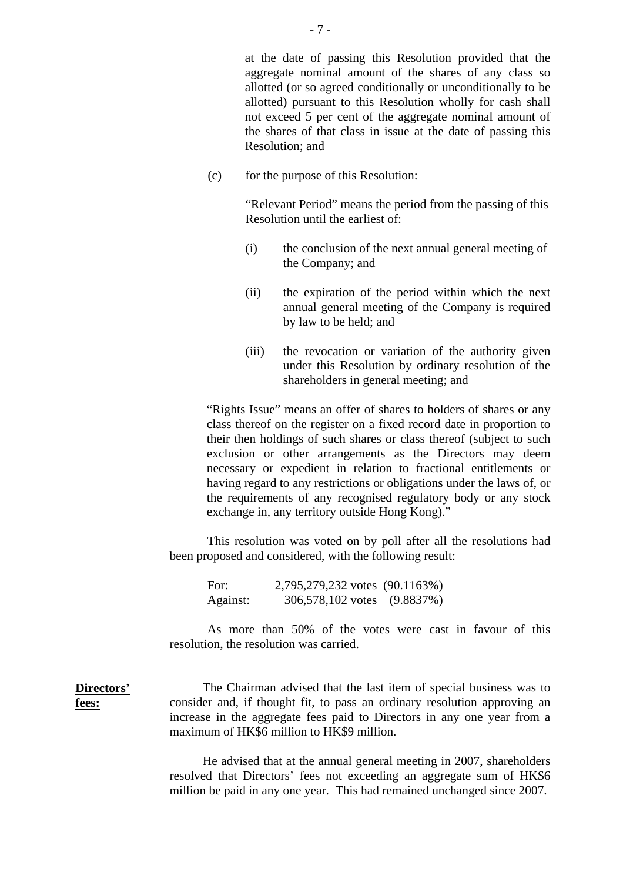at the date of passing this Resolution provided that the aggregate nominal amount of the shares of any class so allotted (or so agreed conditionally or unconditionally to be allotted) pursuant to this Resolution wholly for cash shall not exceed 5 per cent of the aggregate nominal amount of the shares of that class in issue at the date of passing this Resolution; and

(c) for the purpose of this Resolution:

"Relevant Period" means the period from the passing of this Resolution until the earliest of:

(i) the conclusion of the next annual general meeting of the Company; and

(ii) the expiration of the period within which the next annual general meeting of the Company is required by law to be held; and

(iii) the revocation or variation of the authority given under this Resolution by ordinary resolution of the shareholders in general meeting; and

"Rights Issue" means an offer of shares to holders of shares or any class thereof on the register on a fixed record date in proportion to their then holdings of such shares or class thereof (subject to such exclusion or other arrangements as the Directors may deem necessary or expedient in relation to fractional entitlements or having regard to any restrictions or obligations under the laws of, or the requirements of any recognised regulatory body or any stock exchange in, any territory outside Hong Kong)."

This resolution was voted on by poll after all the resolutions had been proposed and considered, with the following result:

| | | |
|---|---|---|
| For: | 2,795,279,232 votes | (90.1163%) |
| Against: | 306,578,102 votes | (9.8837%) |

As more than 50% of the votes were cast in favour of this resolution, the resolution was carried.

**Directors' fees:**

The Chairman advised that the last item of special business was to consider and, if thought fit, to pass an ordinary resolution approving an increase in the aggregate fees paid to Directors in any one year from a maximum of HK$6 million to HK$9 million.

He advised that at the annual general meeting in 2007, shareholders resolved that Directors' fees not exceeding an aggregate sum of HK$6 million be paid in any one year. This had remained unchanged since 2007.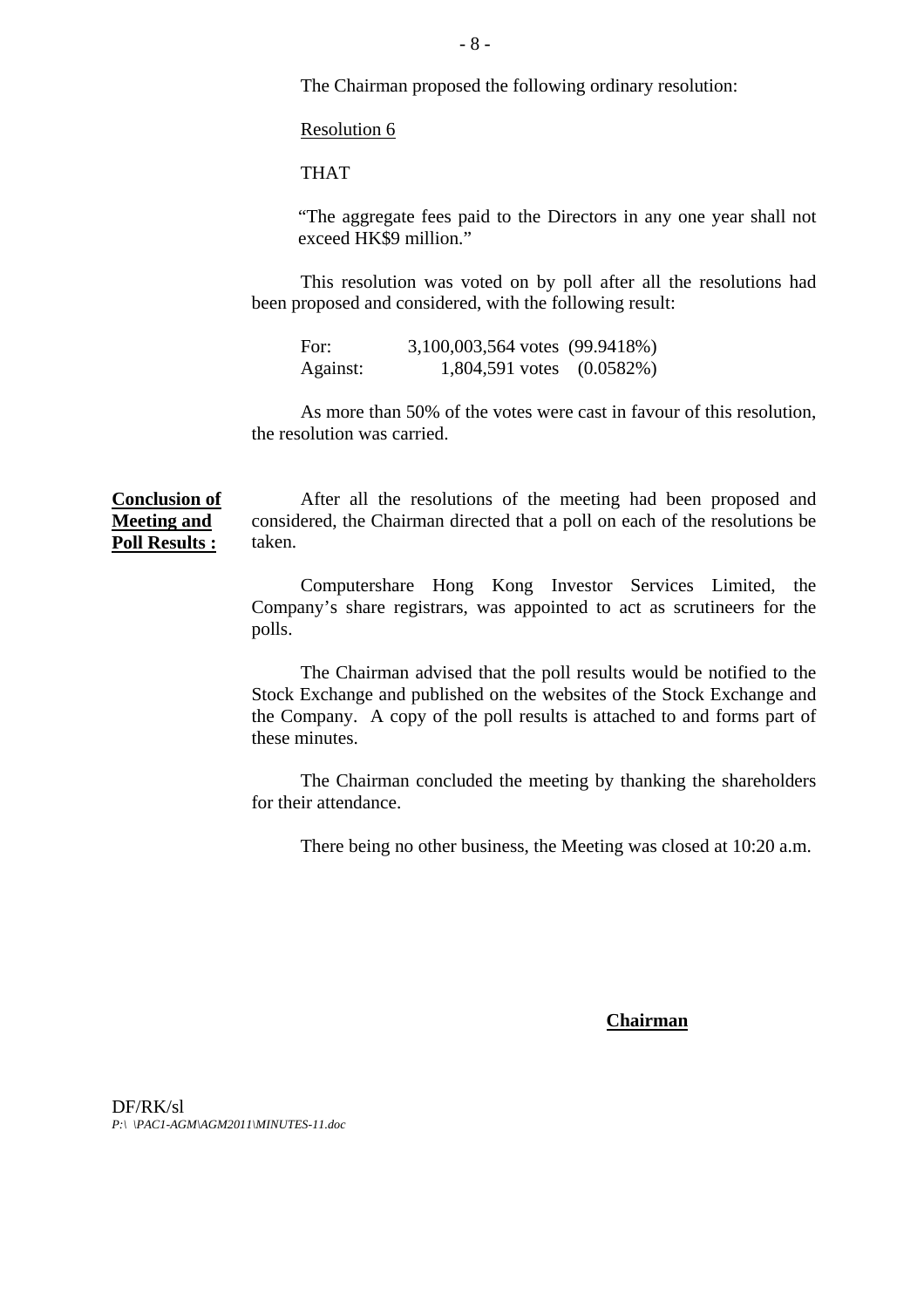The Chairman proposed the following ordinary resolution:

Resolution 6

THAT

"The aggregate fees paid to the Directors in any one year shall not exceed HK$9 million."

This resolution was voted on by poll after all the resolutions had been proposed and considered, with the following result:

| | | |
|---|---|---|
| For: | 3,100,003,564 votes | (99.9418%) |
| Against: | 1,804,591 votes | (0.0582%) |

As more than 50% of the votes were cast in favour of this resolution, the resolution was carried.

**Conclusion of Meeting and Poll Results :**

After all the resolutions of the meeting had been proposed and considered, the Chairman directed that a poll on each of the resolutions be taken.

Computershare Hong Kong Investor Services Limited, the Company's share registrars, was appointed to act as scrutineers for the polls.

The Chairman advised that the poll results would be notified to the Stock Exchange and published on the websites of the Stock Exchange and the Company. A copy of the poll results is attached to and forms part of these minutes.

The Chairman concluded the meeting by thanking the shareholders for their attendance.

There being no other business, the Meeting was closed at 10:20 a.m.

**Chairman**

DF/RK/sl
*P:\ \PAC1-AGM\AGM2011\MINUTES-11.doc*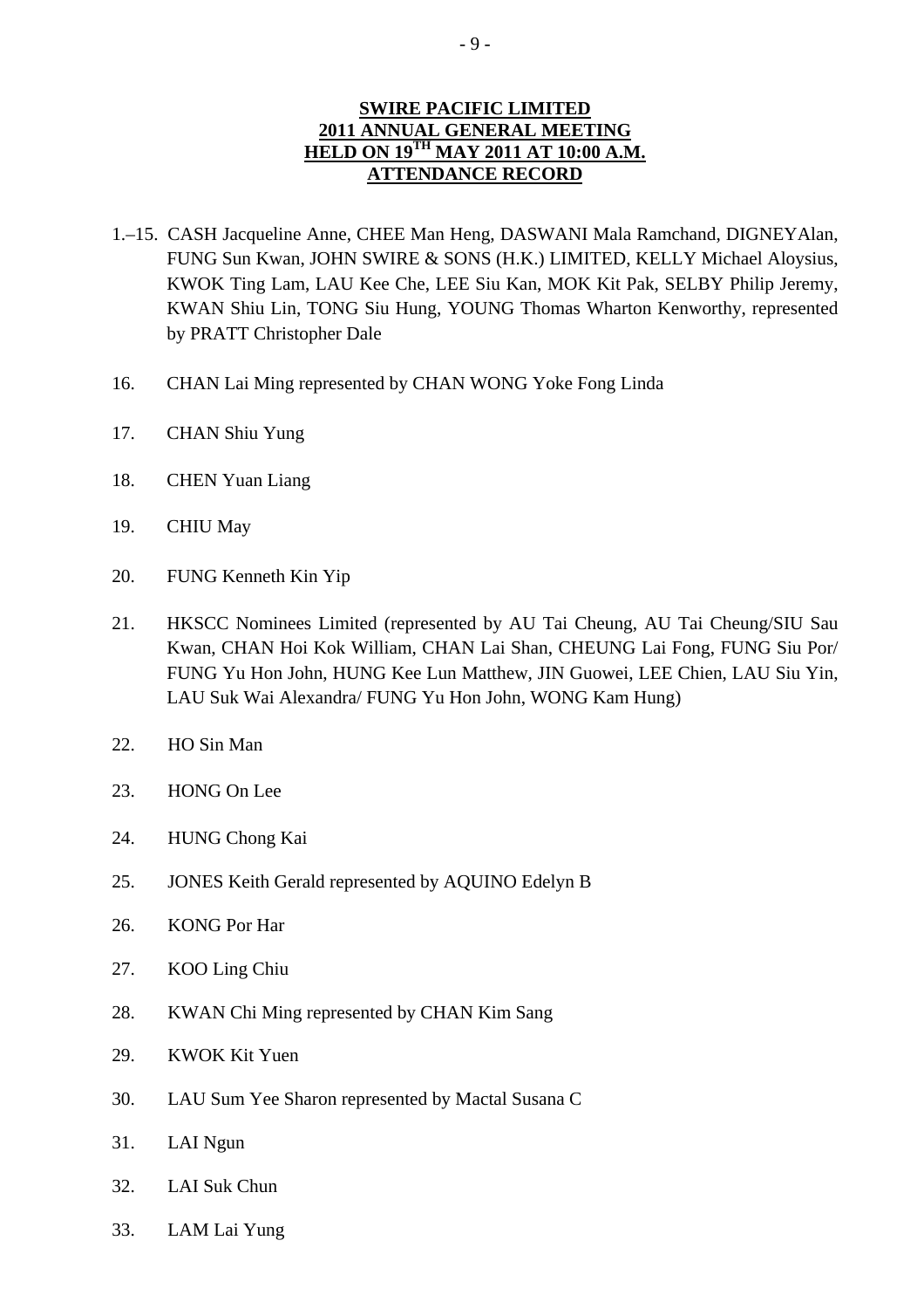**SWIRE PACIFIC LIMITED**
**2011 ANNUAL GENERAL MEETING**
**HELD ON 19TH MAY 2011 AT 10:00 A.M.**
**ATTENDANCE RECORD**

1.–15. CASH Jacqueline Anne, CHEE Man Heng, DASWANI Mala Ramchand, DIGNEYAlan, FUNG Sun Kwan, JOHN SWIRE & SONS (H.K.) LIMITED, KELLY Michael Aloysius, KWOK Ting Lam, LAU Kee Che, LEE Siu Kan, MOK Kit Pak, SELBY Philip Jeremy, KWAN Shiu Lin, TONG Siu Hung, YOUNG Thomas Wharton Kenworthy, represented by PRATT Christopher Dale

16. CHAN Lai Ming represented by CHAN WONG Yoke Fong Linda

17. CHAN Shiu Yung

18. CHEN Yuan Liang

19. CHIU May

20. FUNG Kenneth Kin Yip

21. HKSCC Nominees Limited (represented by AU Tai Cheung, AU Tai Cheung/SIU Sau Kwan, CHAN Hoi Kok William, CHAN Lai Shan, CHEUNG Lai Fong, FUNG Siu Por/ FUNG Yu Hon John, HUNG Kee Lun Matthew, JIN Guowei, LEE Chien, LAU Siu Yin, LAU Suk Wai Alexandra/ FUNG Yu Hon John, WONG Kam Hung)

22. HO Sin Man

23. HONG On Lee

24. HUNG Chong Kai

25. JONES Keith Gerald represented by AQUINO Edelyn B

26. KONG Por Har

27. KOO Ling Chiu

28. KWAN Chi Ming represented by CHAN Kim Sang

29. KWOK Kit Yuen

30. LAU Sum Yee Sharon represented by Mactal Susana C

31. LAI Ngun

32. LAI Suk Chun

33. LAM Lai Yung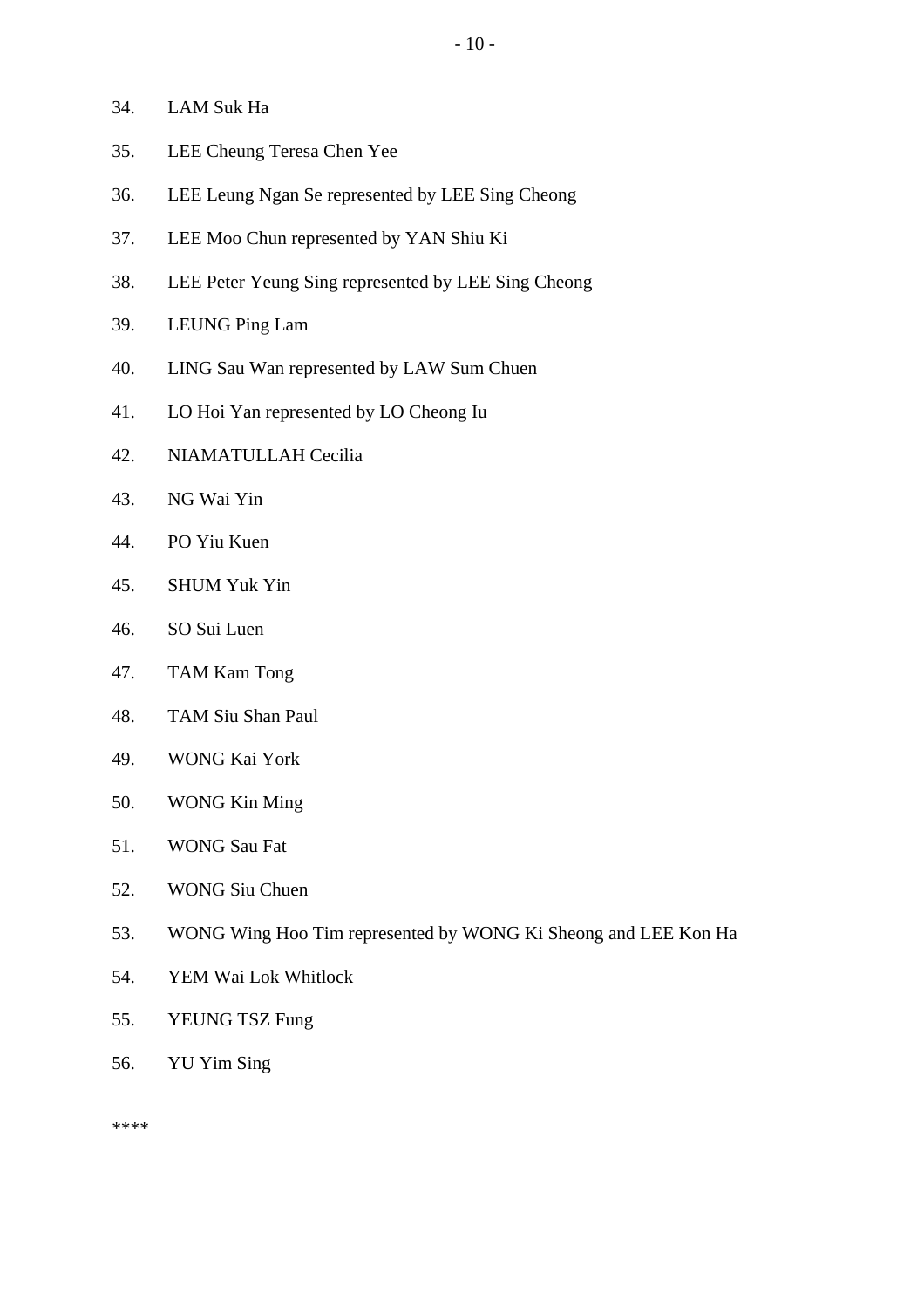34. LAM Suk Ha

35. LEE Cheung Teresa Chen Yee

36. LEE Leung Ngan Se represented by LEE Sing Cheong

37. LEE Moo Chun represented by YAN Shiu Ki

38. LEE Peter Yeung Sing represented by LEE Sing Cheong

39. LEUNG Ping Lam

40. LING Sau Wan represented by LAW Sum Chuen

41. LO Hoi Yan represented by LO Cheong Iu

42. NIAMATULLAH Cecilia

43. NG Wai Yin

44. PO Yiu Kuen

45. SHUM Yuk Yin

46. SO Sui Luen

47. TAM Kam Tong

48. TAM Siu Shan Paul

49. WONG Kai York

50. WONG Kin Ming

51. WONG Sau Fat

52. WONG Siu Chuen

53. WONG Wing Hoo Tim represented by WONG Ki Sheong and LEE Kon Ha

54. YEM Wai Lok Whitlock

55. YEUNG TSZ Fung

56. YU Yim Sing

****